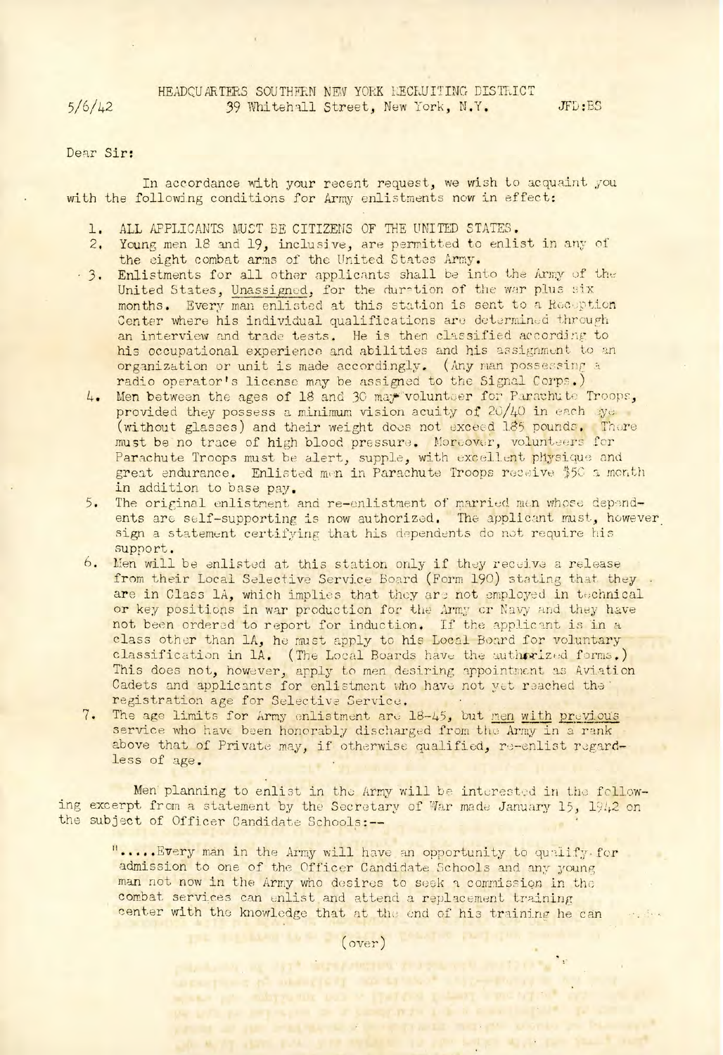HEADQUARTERS SOUTHERN NEW YORK RECRUITING DISTRICT

5/6/42 — 39 Whitehall Street, New York, N.Y. — JFD:ES

Dear Sir:

In accordance with your recent request, we wish to acquaint you with the following conditions for Army enlistments now in effect:

1. ALL APPLICANTS MUST BE CITIZENS OF THE UNITED STATES.
2. Young men 18 and 19, inclusive, are permitted to enlist in any of the eight combat arms of the United States Army.
3. Enlistments for all other applicants shall be into the Army of the United States, Unassigned, for the duration of the war plus six months. Every man enlisted at this station is sent to a Reception Center where his individual qualifications are determined through an interview and trade tests. He is then classified according to his occupational experience and abilities and his assignment to an organization or unit is made accordingly. (Any man possessing a radio operator's license may be assigned to the Signal Corps.)
4. Men between the ages of 18 and 30 may volunteer for Parachute Troops, provided they possess a minimum vision acuity of 20/40 in each eye (without glasses) and their weight does not exceed 185 pounds. There must be no trace of high blood pressure. Moreover, volunteers for Parachute Troops must be alert, supple, with excellent physique and great endurance. Enlisted men in Parachute Troops receive $50 a month in addition to base pay.
5. The original enlistment and re-enlistment of married men whose dependents are self-supporting is now authorized. The applicant must, however, sign a statement certifying that his dependents do not require his support.
6. Men will be enlisted at this station only if they receive a release from their Local Selective Service Board (Form 190) stating that they are in Class 1A, which implies that they are not employed in technical or key positions in war production for the Army or Navy and they have not been ordered to report for induction. If the applicant is in a class other than 1A, he must apply to his Local Board for voluntary classification in 1A. (The Local Boards have the authorized forms.) This does not, however, apply to men desiring appointment as Aviation Cadets and applicants for enlistment who have not yet reached the registration age for Selective Service.
7. The age limits for Army enlistment are 18-45, but men with previous service who have been honorably discharged from the Army in a rank above that of Private may, if otherwise qualified, re-enlist regardless of age.

Men planning to enlist in the Army will be interested in the following excerpt from a statement by the Secretary of War made January 15, 1942 on the subject of Officer Candidate Schools:--

"....Every man in the Army will have an opportunity to qualify for admission to one of the Officer Candidate Schools and any young man not now in the Army who desires to seek a commission in the combat services can enlist and attend a replacement training center with the knowledge that at the end of his training he can

(over)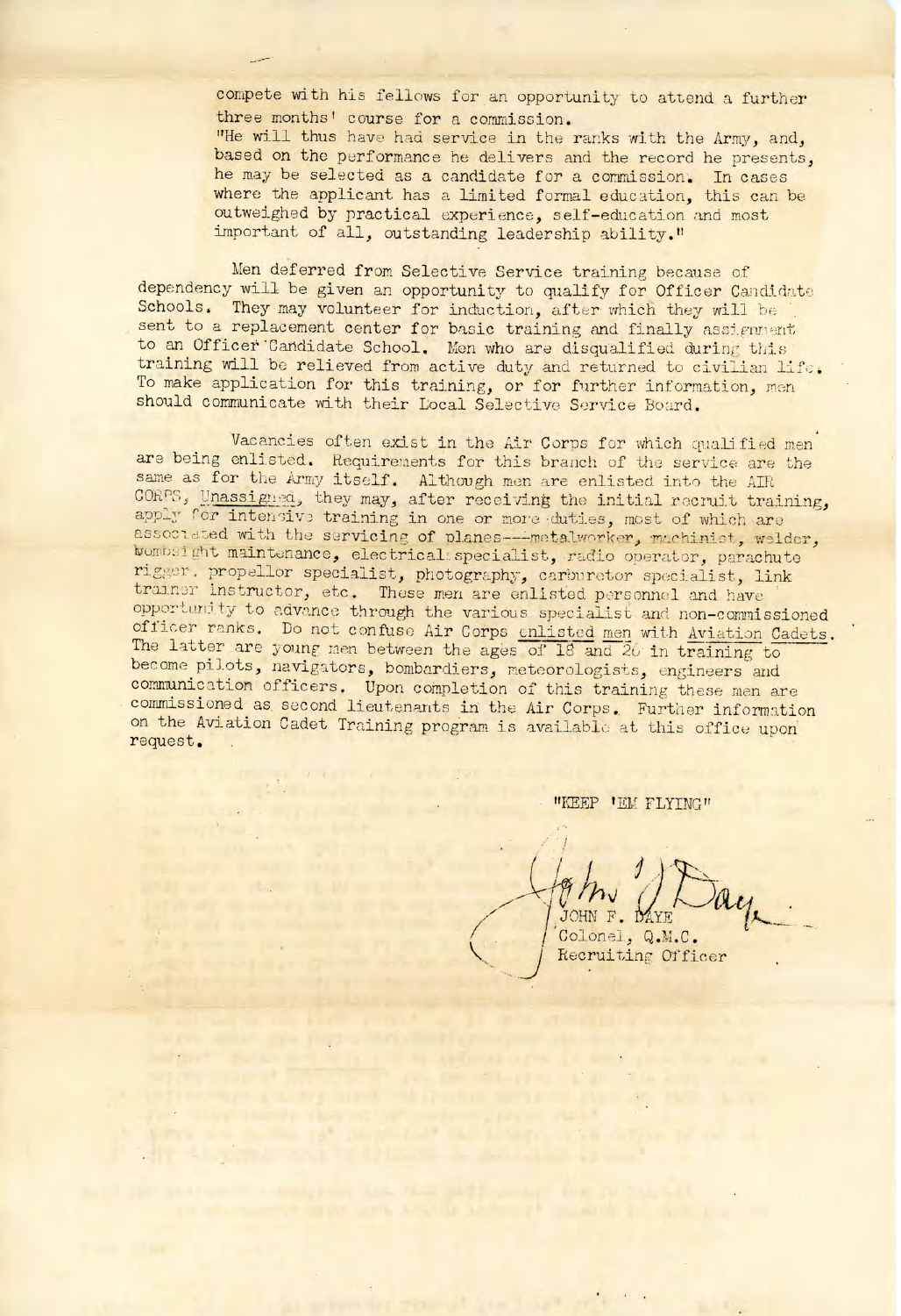compete with his fellows for an opportunity to attend a further three months' course for a commission.

"He will thus have had service in the ranks with the Army, and, based on the performance he delivers and the record he presents, he may be selected as a candidate for a commission. In cases where the applicant has a limited formal education, this can be outweighed by practical experience, self-education and most important of all, outstanding leadership ability."

Men deferred from Selective Service training because of dependency will be given an opportunity to qualify for Officer Candidate Schools. They may volunteer for induction, after which they will be sent to a replacement center for basic training and finally assignment to an Officer Candidate School. Men who are disqualified during this training will be relieved from active duty and returned to civilian life. To make application for this training, or for further information, men should communicate with their Local Selective Service Board.

Vacancies often exist in the Air Corps for which qualified men are being enlisted. Requirements for this branch of the service are the same as for the Army itself. Although men are enlisted into the AIR CORPS, Unassigned, they may, after receiving the initial recruit training, apply for intensive training in one or more duties, most of which are associated with the servicing of planes---metalworker, machinist, welder, bombsight maintenance, electrical specialist, radio operator, parachute rigger, propellor specialist, photography, carburetor specialist, link trainer instructor, etc. These men are enlisted personnel and have opportunity to advance through the various specialist and non-commissioned officer ranks. Do not confuse Air Corps enlisted men with Aviation Cadets. The latter are young men between the ages of 18 and 26 in training to become pilots, navigators, bombardiers, meteorologists, engineers and communication officers. Upon completion of this training these men are commissioned as second lieutenants in the Air Corps. Further information on the Aviation Cadet Training program is available at this office upon request.

"KEEP 'EM FLYING"

John F. Daye

JOHN F. DAYE
Colonel, Q.M.C.
Recruiting Officer